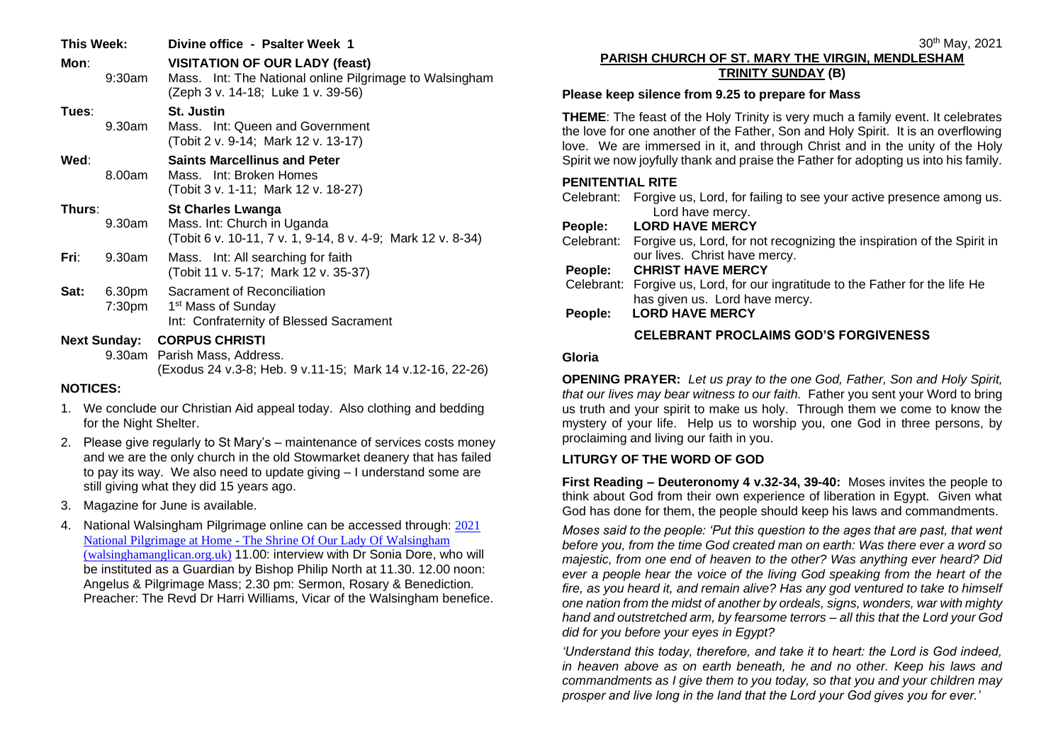## This Week: Divine office - Psalter Week 1

**Mon**: **VISITATION OF OUR LADY (feast)**
9:30am Mass. Int: The National online Pilgrimage to Walsingham
(Zeph 3 v. 14-18; Luke 1 v. 39-56)

**Tues**: **St. Justin**
9.30am Mass. Int: Queen and Government
(Tobit 2 v. 9-14; Mark 12 v. 13-17)

**Wed**: **Saints Marcellinus and Peter**
8.00am Mass. Int: Broken Homes
(Tobit 3 v. 1-11; Mark 12 v. 18-27)

**Thurs**: **St Charles Lwanga**
9.30am Mass. Int: Church in Uganda
(Tobit 6 v. 10-11, 7 v. 1, 9-14, 8 v. 4-9; Mark 12 v. 8-34)

**Fri**: 9.30am Mass. Int: All searching for faith
(Tobit 11 v. 5-17; Mark 12 v. 35-37)

**Sat**: 6.30pm Sacrament of Reconciliation
7:30pm 1st Mass of Sunday
Int: Confraternity of Blessed Sacrament

**Next Sunday: CORPUS CHRISTI**
9.30am Parish Mass, Address.
(Exodus 24 v.3-8; Heb. 9 v.11-15; Mark 14 v.12-16, 22-26)

## NOTICES:

1. We conclude our Christian Aid appeal today. Also clothing and bedding for the Night Shelter.
2. Please give regularly to St Mary's – maintenance of services costs money and we are the only church in the old Stowmarket deanery that has failed to pay its way. We also need to update giving – I understand some are still giving what they did 15 years ago.
3. Magazine for June is available.
4. National Walsingham Pilgrimage online can be accessed through: 2021 National Pilgrimage at Home - The Shrine Of Our Lady Of Walsingham (walsinghamanglican.org.uk) 11.00: interview with Dr Sonia Dore, who will be instituted as a Guardian by Bishop Philip North at 11.30. 12.00 noon: Angelus & Pilgrimage Mass; 2.30 pm: Sermon, Rosary & Benediction. Preacher: The Revd Dr Harri Williams, Vicar of the Walsingham benefice.

30th May, 2021

# PARISH CHURCH OF ST. MARY THE VIRGIN, MENDLESHAM
## TRINITY SUNDAY (B)

**Please keep silence from 9.25 to prepare for Mass**

**THEME**: The feast of the Holy Trinity is very much a family event. It celebrates the love for one another of the Father, Son and Holy Spirit. It is an overflowing love. We are immersed in it, and through Christ and in the unity of the Holy Spirit we now joyfully thank and praise the Father for adopting us into his family.

**PENITENTIAL RITE**

Celebrant: Forgive us, Lord, for failing to see your active presence among us. Lord have mercy.
**People: LORD HAVE MERCY**
Celebrant: Forgive us, Lord, for not recognizing the inspiration of the Spirit in our lives. Christ have mercy.
**People: CHRIST HAVE MERCY**
Celebrant: Forgive us, Lord, for our ingratitude to the Father for the life He has given us. Lord have mercy.
**People: LORD HAVE MERCY**

**CELEBRANT PROCLAIMS GOD'S FORGIVENESS**

**Gloria**

**OPENING PRAYER:** *Let us pray to the one God, Father, Son and Holy Spirit, that our lives may bear witness to our faith.* Father you sent your Word to bring us truth and your spirit to make us holy. Through them we come to know the mystery of your life. Help us to worship you, one God in three persons, by proclaiming and living our faith in you.

**LITURGY OF THE WORD OF GOD**

**First Reading – Deuteronomy 4 v.32-34, 39-40:** Moses invites the people to think about God from their own experience of liberation in Egypt. Given what God has done for them, the people should keep his laws and commandments.

*Moses said to the people: 'Put this question to the ages that are past, that went before you, from the time God created man on earth: Was there ever a word so majestic, from one end of heaven to the other? Was anything ever heard? Did ever a people hear the voice of the living God speaking from the heart of the fire, as you heard it, and remain alive? Has any god ventured to take to himself one nation from the midst of another by ordeals, signs, wonders, war with mighty hand and outstretched arm, by fearsome terrors – all this that the Lord your God did for you before your eyes in Egypt?*

*'Understand this today, therefore, and take it to heart: the Lord is God indeed, in heaven above as on earth beneath, he and no other. Keep his laws and commandments as I give them to you today, so that you and your children may prosper and live long in the land that the Lord your God gives you for ever.'*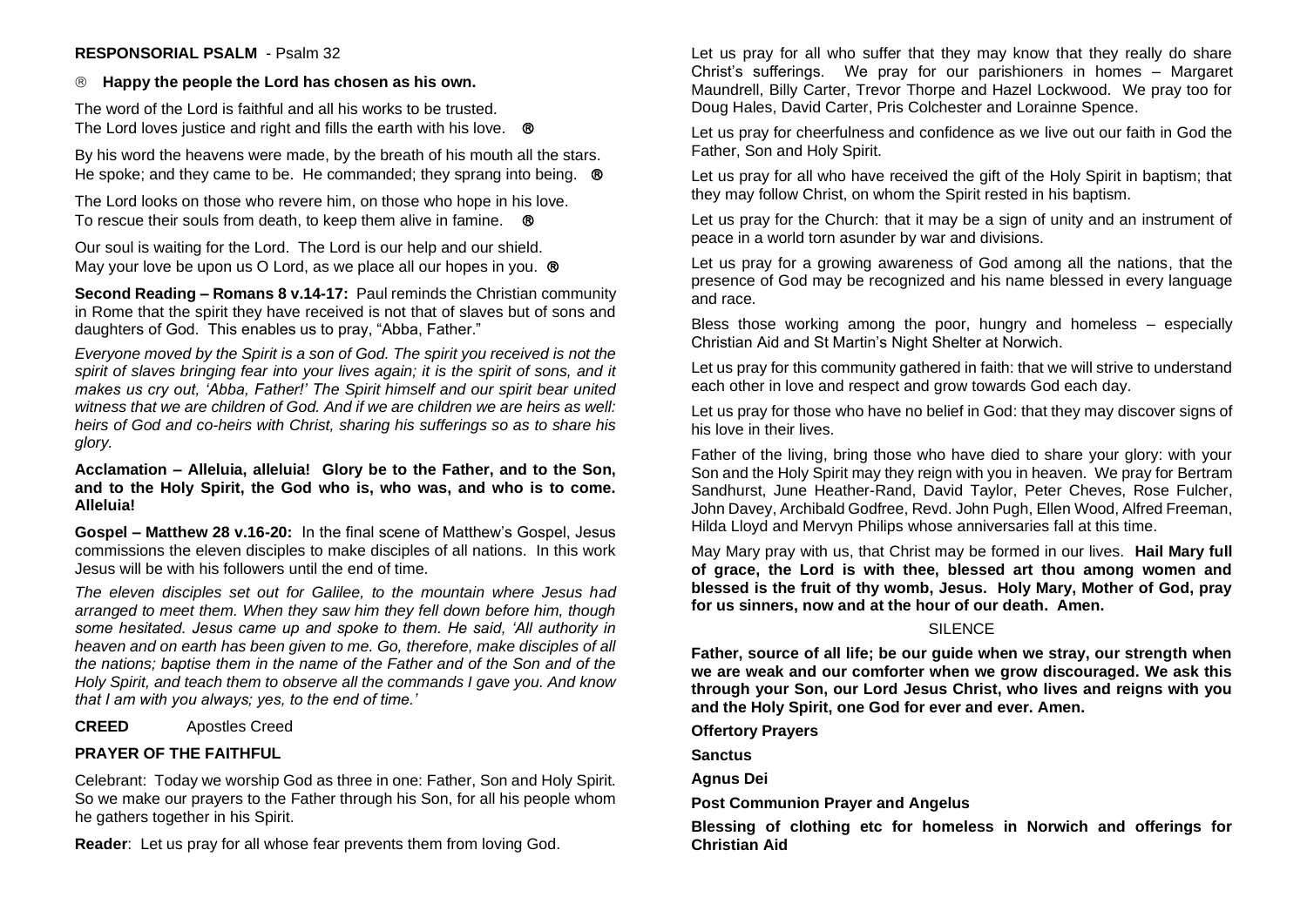**RESPONSORIAL PSALM** - Psalm 32

℟ **Happy the people the Lord has chosen as his own.**

The word of the Lord is faithful and all his works to be trusted.
The Lord loves justice and right and fills the earth with his love. ℟

By his word the heavens were made, by the breath of his mouth all the stars.
He spoke; and they came to be. He commanded; they sprang into being. ℟

The Lord looks on those who revere him, on those who hope in his love.
To rescue their souls from death, to keep them alive in famine. ℟

Our soul is waiting for the Lord. The Lord is our help and our shield.
May your love be upon us O Lord, as we place all our hopes in you. ℟

**Second Reading – Romans 8 v.14-17:** Paul reminds the Christian community in Rome that the spirit they have received is not that of slaves but of sons and daughters of God. This enables us to pray, "Abba, Father."

*Everyone moved by the Spirit is a son of God. The spirit you received is not the spirit of slaves bringing fear into your lives again; it is the spirit of sons, and it makes us cry out, 'Abba, Father!' The Spirit himself and our spirit bear united witness that we are children of God. And if we are children we are heirs as well: heirs of God and co-heirs with Christ, sharing his sufferings so as to share his glory.*

**Acclamation – Alleluia, alleluia! Glory be to the Father, and to the Son, and to the Holy Spirit, the God who is, who was, and who is to come. Alleluia!**

**Gospel – Matthew 28 v.16-20:** In the final scene of Matthew's Gospel, Jesus commissions the eleven disciples to make disciples of all nations. In this work Jesus will be with his followers until the end of time.

*The eleven disciples set out for Galilee, to the mountain where Jesus had arranged to meet them. When they saw him they fell down before him, though some hesitated. Jesus came up and spoke to them. He said, 'All authority in heaven and on earth has been given to me. Go, therefore, make disciples of all the nations; baptise them in the name of the Father and of the Son and of the Holy Spirit, and teach them to observe all the commands I gave you. And know that I am with you always; yes, to the end of time.'*

**CREED** Apostles Creed

**PRAYER OF THE FAITHFUL**

Celebrant: Today we worship God as three in one: Father, Son and Holy Spirit. So we make our prayers to the Father through his Son, for all his people whom he gathers together in his Spirit.

**Reader**: Let us pray for all whose fear prevents them from loving God.

Let us pray for all who suffer that they may know that they really do share Christ's sufferings. We pray for our parishioners in homes – Margaret Maundrell, Billy Carter, Trevor Thorpe and Hazel Lockwood. We pray too for Doug Hales, David Carter, Pris Colchester and Lorainne Spence.

Let us pray for cheerfulness and confidence as we live out our faith in God the Father, Son and Holy Spirit.

Let us pray for all who have received the gift of the Holy Spirit in baptism; that they may follow Christ, on whom the Spirit rested in his baptism.

Let us pray for the Church: that it may be a sign of unity and an instrument of peace in a world torn asunder by war and divisions.

Let us pray for a growing awareness of God among all the nations, that the presence of God may be recognized and his name blessed in every language and race.

Bless those working among the poor, hungry and homeless – especially Christian Aid and St Martin's Night Shelter at Norwich.

Let us pray for this community gathered in faith: that we will strive to understand each other in love and respect and grow towards God each day.

Let us pray for those who have no belief in God: that they may discover signs of his love in their lives.

Father of the living, bring those who have died to share your glory: with your Son and the Holy Spirit may they reign with you in heaven. We pray for Bertram Sandhurst, June Heather-Rand, David Taylor, Peter Cheves, Rose Fulcher, John Davey, Archibald Godfree, Revd. John Pugh, Ellen Wood, Alfred Freeman, Hilda Lloyd and Mervyn Philips whose anniversaries fall at this time.

May Mary pray with us, that Christ may be formed in our lives. **Hail Mary full of grace, the Lord is with thee, blessed art thou among women and blessed is the fruit of thy womb, Jesus. Holy Mary, Mother of God, pray for us sinners, now and at the hour of our death. Amen.**

SILENCE

**Father, source of all life; be our guide when we stray, our strength when we are weak and our comforter when we grow discouraged. We ask this through your Son, our Lord Jesus Christ, who lives and reigns with you and the Holy Spirit, one God for ever and ever. Amen.**

**Offertory Prayers**

**Sanctus**

**Agnus Dei**

**Post Communion Prayer and Angelus**

**Blessing of clothing etc for homeless in Norwich and offerings for Christian Aid**